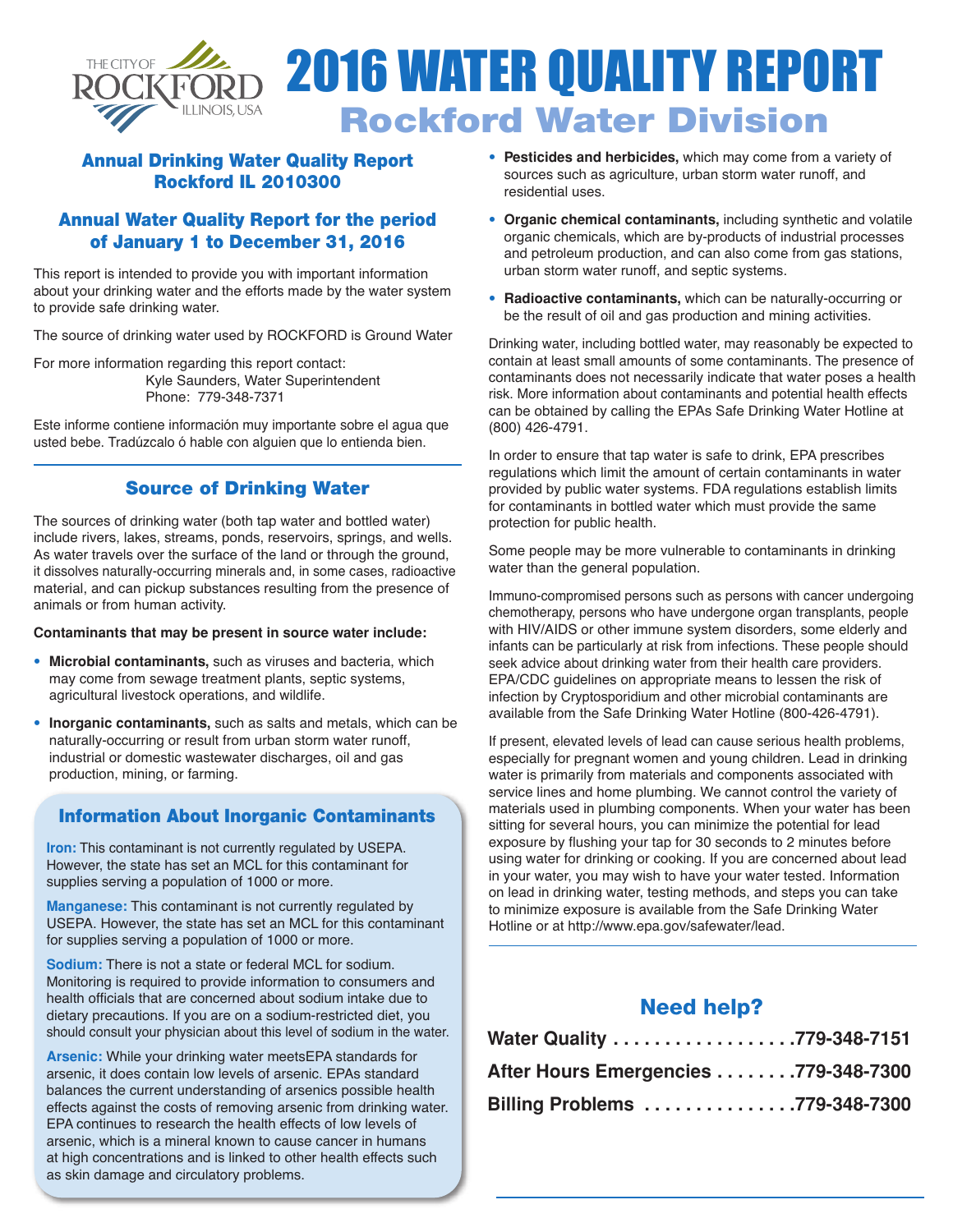# 2016 WATER QUALITY REPORT

## Rockford Water Division

### Annual Drinking Water Quality Report Rockford IL 2010300

### Annual Water Quality Report for the period of January 1 to December 31, 2016

This report is intended to provide you with important information about your drinking water and the efforts made by the water system to provide safe drinking water.

The source of drinking water used by ROCKFORD is Ground Water

For more information regarding this report contact:
Kyle Saunders, Water Superintendent
Phone: 779-348-7371

Este informe contiene información muy importante sobre el agua que usted bebe. Tradúzcalo ó hable con alguien que lo entienda bien.

### Source of Drinking Water

The sources of drinking water (both tap water and bottled water) include rivers, lakes, streams, ponds, reservoirs, springs, and wells. As water travels over the surface of the land or through the ground, it dissolves naturally-occurring minerals and, in some cases, radioactive material, and can pickup substances resulting from the presence of animals or from human activity.

**Contaminants that may be present in source water include:**

- **Microbial contaminants,** such as viruses and bacteria, which may come from sewage treatment plants, septic systems, agricultural livestock operations, and wildlife.
- **Inorganic contaminants,** such as salts and metals, which can be naturally-occurring or result from urban storm water runoff, industrial or domestic wastewater discharges, oil and gas production, mining, or farming.

### Information About Inorganic Contaminants

**Iron:** This contaminant is not currently regulated by USEPA. However, the state has set an MCL for this contaminant for supplies serving a population of 1000 or more.

**Manganese:** This contaminant is not currently regulated by USEPA. However, the state has set an MCL for this contaminant for supplies serving a population of 1000 or more.

**Sodium:** There is not a state or federal MCL for sodium. Monitoring is required to provide information to consumers and health officials that are concerned about sodium intake due to dietary precautions. If you are on a sodium-restricted diet, you should consult your physician about this level of sodium in the water.

**Arsenic:** While your drinking water meetsEPA standards for arsenic, it does contain low levels of arsenic. EPAs standard balances the current understanding of arsenics possible health effects against the costs of removing arsenic from drinking water. EPA continues to research the health effects of low levels of arsenic, which is a mineral known to cause cancer in humans at high concentrations and is linked to other health effects such as skin damage and circulatory problems.

- **Pesticides and herbicides,** which may come from a variety of sources such as agriculture, urban storm water runoff, and residential uses.
- **Organic chemical contaminants,** including synthetic and volatile organic chemicals, which are by-products of industrial processes and petroleum production, and can also come from gas stations, urban storm water runoff, and septic systems.
- **Radioactive contaminants,** which can be naturally-occurring or be the result of oil and gas production and mining activities.

Drinking water, including bottled water, may reasonably be expected to contain at least small amounts of some contaminants. The presence of contaminants does not necessarily indicate that water poses a health risk. More information about contaminants and potential health effects can be obtained by calling the EPAs Safe Drinking Water Hotline at (800) 426-4791.

In order to ensure that tap water is safe to drink, EPA prescribes regulations which limit the amount of certain contaminants in water provided by public water systems. FDA regulations establish limits for contaminants in bottled water which must provide the same protection for public health.

Some people may be more vulnerable to contaminants in drinking water than the general population.

Immuno-compromised persons such as persons with cancer undergoing chemotherapy, persons who have undergone organ transplants, people with HIV/AIDS or other immune system disorders, some elderly and infants can be particularly at risk from infections. These people should seek advice about drinking water from their health care providers. EPA/CDC guidelines on appropriate means to lessen the risk of infection by Cryptosporidium and other microbial contaminants are available from the Safe Drinking Water Hotline (800-426-4791).

If present, elevated levels of lead can cause serious health problems, especially for pregnant women and young children. Lead in drinking water is primarily from materials and components associated with service lines and home plumbing. We cannot control the variety of materials used in plumbing components. When your water has been sitting for several hours, you can minimize the potential for lead exposure by flushing your tap for 30 seconds to 2 minutes before using water for drinking or cooking. If you are concerned about lead in your water, you may wish to have your water tested. Information on lead in drinking water, testing methods, and steps you can take to minimize exposure is available from the Safe Drinking Water Hotline or at http://www.epa.gov/safewater/lead.

### Need help?

**Water Quality .................. 779-348-7151**

**After Hours Emergencies ........ 779-348-7300**

**Billing Problems ............... 779-348-7300**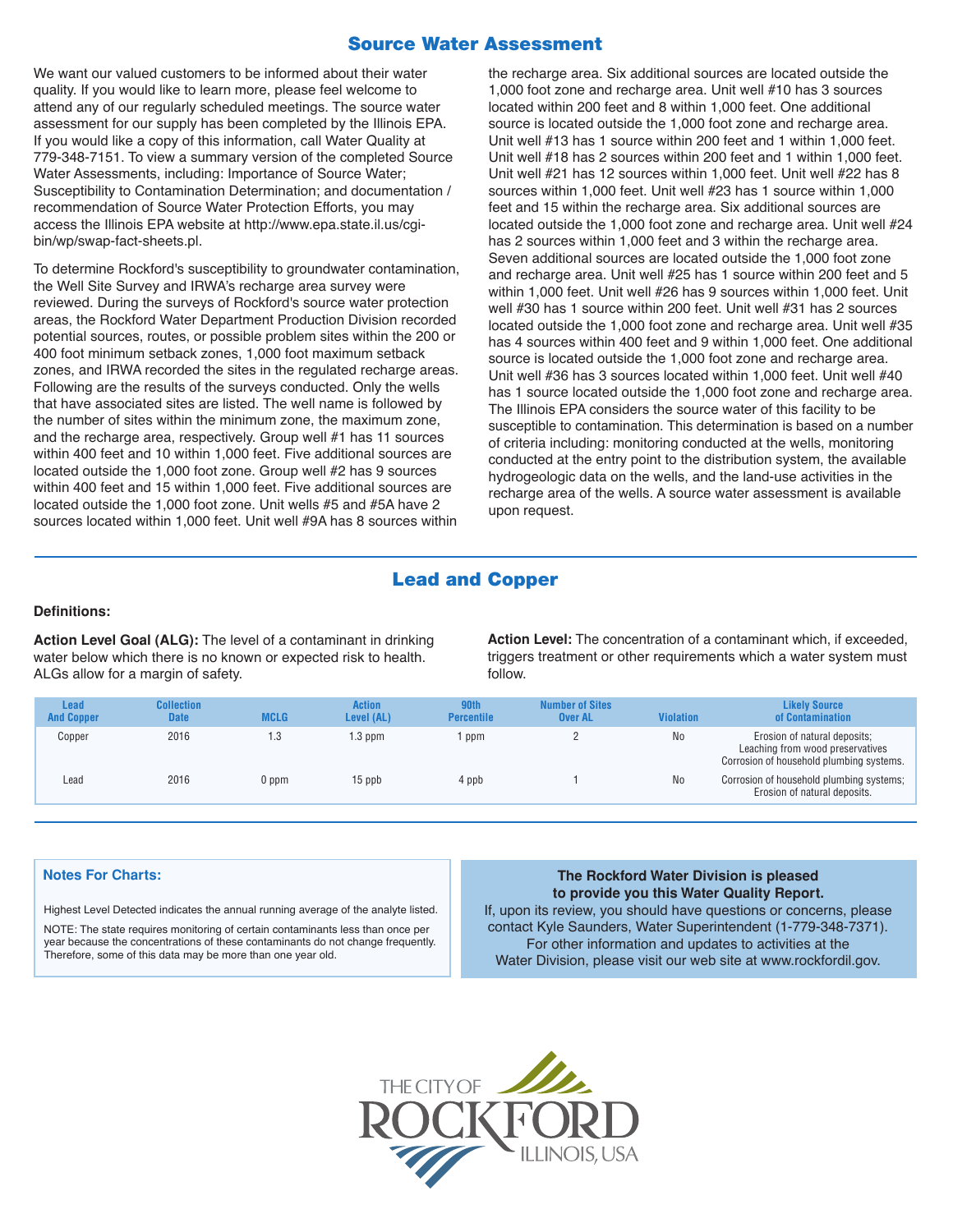## Source Water Assessment

We want our valued customers to be informed about their water quality. If you would like to learn more, please feel welcome to attend any of our regularly scheduled meetings. The source water assessment for our supply has been completed by the Illinois EPA. If you would like a copy of this information, call Water Quality at 779-348-7151. To view a summary version of the completed Source Water Assessments, including: Importance of Source Water; Susceptibility to Contamination Determination; and documentation / recommendation of Source Water Protection Efforts, you may access the Illinois EPA website at http://www.epa.state.il.us/cgi-bin/wp/swap-fact-sheets.pl.

To determine Rockford's susceptibility to groundwater contamination, the Well Site Survey and IRWA's recharge area survey were reviewed. During the surveys of Rockford's source water protection areas, the Rockford Water Department Production Division recorded potential sources, routes, or possible problem sites within the 200 or 400 foot minimum setback zones, 1,000 foot maximum setback zones, and IRWA recorded the sites in the regulated recharge areas. Following are the results of the surveys conducted. Only the wells that have associated sites are listed. The well name is followed by the number of sites within the minimum zone, the maximum zone, and the recharge area, respectively. Group well #1 has 11 sources within 400 feet and 10 within 1,000 feet. Five additional sources are located outside the 1,000 foot zone. Group well #2 has 9 sources within 400 feet and 15 within 1,000 feet. Five additional sources are located outside the 1,000 foot zone. Unit wells #5 and #5A have 2 sources located within 1,000 feet. Unit well #9A has 8 sources within the recharge area. Six additional sources are located outside the 1,000 foot zone and recharge area. Unit well #10 has 3 sources located within 200 feet and 8 within 1,000 feet. One additional source is located outside the 1,000 foot zone and recharge area. Unit well #13 has 1 source within 200 feet and 1 within 1,000 feet. Unit well #18 has 2 sources within 200 feet and 1 within 1,000 feet. Unit well #21 has 12 sources within 1,000 feet. Unit well #22 has 8 sources within 1,000 feet. Unit well #23 has 1 source within 1,000 feet and 15 within the recharge area. Six additional sources are located outside the 1,000 foot zone and recharge area. Unit well #24 has 2 sources within 1,000 feet and 3 within the recharge area. Seven additional sources are located outside the 1,000 foot zone and recharge area. Unit well #25 has 1 source within 200 feet and 5 within 1,000 feet. Unit well #26 has 9 sources within 1,000 feet. Unit well #30 has 1 source within 200 feet. Unit well #31 has 2 sources located outside the 1,000 foot zone and recharge area. Unit well #35 has 4 sources within 400 feet and 9 within 1,000 feet. One additional source is located outside the 1,000 foot zone and recharge area. Unit well #36 has 3 sources located within 1,000 feet. Unit well #40 has 1 source located outside the 1,000 foot zone and recharge area. The Illinois EPA considers the source water of this facility to be susceptible to contamination. This determination is based on a number of criteria including: monitoring conducted at the wells, monitoring conducted at the entry point to the distribution system, the available hydrogeologic data on the wells, and the land-use activities in the recharge area of the wells. A source water assessment is available upon request.

## Lead and Copper

**Definitions:**

**Action Level Goal (ALG):** The level of a contaminant in drinking water below which there is no known or expected risk to health. ALGs allow for a margin of safety.

**Action Level:** The concentration of a contaminant which, if exceeded, triggers treatment or other requirements which a water system must follow.

| Lead And Copper | Collection Date | MCLG | Action Level (AL) | 90th Percentile | Number of Sites Over AL | Violation | Likely Source of Contamination |
|---|---|---|---|---|---|---|---|
| Copper | 2016 | 1.3 | 1.3 ppm | 1 ppm | 2 | No | Erosion of natural deposits; Leaching from wood preservatives Corrosion of household plumbing systems. |
| Lead | 2016 | 0 ppm | 15 ppb | 4 ppb | 1 | No | Corrosion of household plumbing systems; Erosion of natural deposits. |

**Notes For Charts:**

Highest Level Detected indicates the annual running average of the analyte listed.

NOTE: The state requires monitoring of certain contaminants less than once per year because the concentrations of these contaminants do not change frequently. Therefore, some of this data may be more than one year old.

**The Rockford Water Division is pleased to provide you this Water Quality Report.**

If, upon its review, you should have questions or concerns, please contact Kyle Saunders, Water Superintendent (1-779-348-7371). For other information and updates to activities at the Water Division, please visit our web site at www.rockfordil.gov.

THE CITY OF ROCKFORD ILLINOIS, USA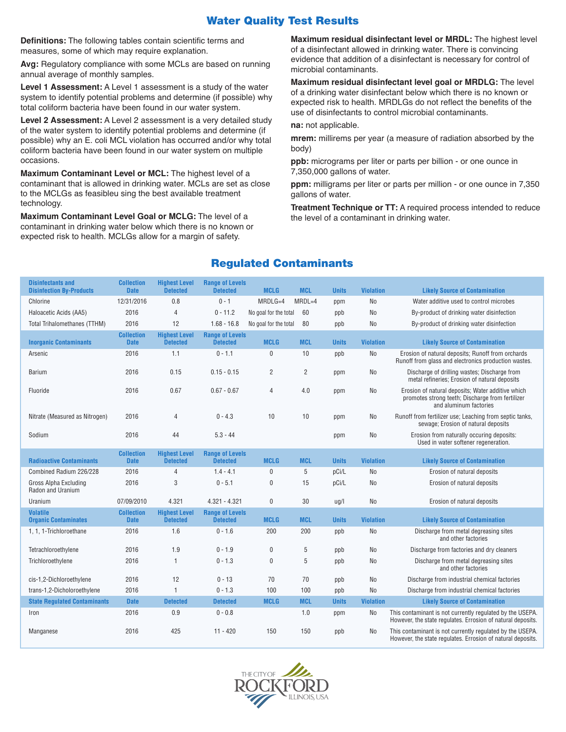# Water Quality Test Results

**Definitions:** The following tables contain scientific terms and measures, some of which may require explanation.

**Avg:** Regulatory compliance with some MCLs are based on running annual average of monthly samples.

**Level 1 Assessment:** A Level 1 assessment is a study of the water system to identify potential problems and determine (if possible) why total coliform bacteria have been found in our water system.

**Level 2 Assessment:** A Level 2 assessment is a very detailed study of the water system to identify potential problems and determine (if possible) why an E. coli MCL violation has occurred and/or why total coliform bacteria have been found in our water system on multiple occasions.

**Maximum Contaminant Level or MCL:** The highest level of a contaminant that is allowed in drinking water. MCLs are set as close to the MCLGs as feasibleu sing the best available treatment technology.

**Maximum Contaminant Level Goal or MCLG:** The level of a contaminant in drinking water below which there is no known or expected risk to health. MCLGs allow for a margin of safety.

**Maximum residual disinfectant level or MRDL:** The highest level of a disinfectant allowed in drinking water. There is convincing evidence that addition of a disinfectant is necessary for control of microbial contaminants.

**Maximum residual disinfectant level goal or MRDLG:** The level of a drinking water disinfectant below which there is no known or expected risk to health. MRDLGs do not reflect the benefits of the use of disinfectants to control microbial contaminants.

**na:** not applicable.

**mrem:** millirems per year (a measure of radiation absorbed by the body)

**ppb:** micrograms per liter or parts per billion - or one ounce in 7,350,000 gallons of water.

**ppm:** milligrams per liter or parts per million - or one ounce in 7,350 gallons of water.

**Treatment Technique or TT:** A required process intended to reduce the level of a contaminant in drinking water.

## Regulated Contaminants

| Disinfectants and Disinfection By-Products | Collection Date | Highest Level Detected | Range of Levels Detected | MCLG | MCL | Units | Violation | Likely Source of Contamination |
|---|---|---|---|---|---|---|---|---|
| Chlorine | 12/31/2016 | 0.8 | 0 - 1 | MRDLG=4 | MRDL=4 | ppm | No | Water additive used to control microbes |
| Haloacetic Acids (AA5) | 2016 | 4 | 0 - 11.2 | No goal for the total | 60 | ppb | No | By-product of drinking water disinfection |
| Total Trihalomethanes (TTHM) | 2016 | 12 | 1.68 - 16.8 | No goal for the total | 80 | ppb | No | By-product of drinking water disinfection |
| **Inorganic Contaminants** | **Collection Date** | **Highest Level Detected** | **Range of Levels Detected** | **MCLG** | **MCL** | **Units** | **Violation** | **Likely Source of Contamination** |
| Arsenic | 2016 | 1.1 | 0 - 1.1 | 0 | 10 | ppb | No | Erosion of natural deposits; Runoff from orchards Runoff from glass and electronics production wastes. |
| Barium | 2016 | 0.15 | 0.15 - 0.15 | 2 | 2 | ppm | No | Discharge of drilling wastes; Discharge from metal refineries; Erosion of natural deposits |
| Fluoride | 2016 | 0.67 | 0.67 - 0.67 | 4 | 4.0 | ppm | No | Erosion of natural deposits; Water additive which promotes strong teeth; Discharge from fertilizer and aluminum factories |
| Nitrate (Measured as Nitrogen) | 2016 | 4 | 0 - 4.3 | 10 | 10 | ppm | No | Runoff from fertilizer use; Leaching from septic tanks, sewage; Erosion of natural deposits |
| Sodium | 2016 | 44 | 5.3 - 44 | | | ppm | No | Erosion from naturally occuring deposits: Used in water softener regeneration. |
| **Radioactive Contaminants** | **Collection Date** | **Highest Level Detected** | **Range of Levels Detected** | **MCLG** | **MCL** | **Units** | **Violation** | **Likely Source of Contamination** |
| Combined Radium 226/228 | 2016 | 4 | 1.4 - 4.1 | 0 | 5 | pCi/L | No | Erosion of natural deposits |
| Gross Alpha Excluding Radon and Uranium | 2016 | 3 | 0 - 5.1 | 0 | 15 | pCi/L | No | Erosion of natural deposits |
| Uranium | 07/09/2010 | 4.321 | 4.321 - 4.321 | 0 | 30 | ug/l | No | Erosion of natural deposits |
| **Volatile Organic Contaminates** | **Collection Date** | **Highest Level Detected** | **Range of Levels Detected** | **MCLG** | **MCL** | **Units** | **Violation** | **Likely Source of Contamination** |
| 1, 1, 1-Trichloroethane | 2016 | 1.6 | 0 - 1.6 | 200 | 200 | ppb | No | Discharge from metal degreasing sites and other factories |
| Tetrachloroethylene | 2016 | 1.9 | 0 - 1.9 | 0 | 5 | ppb | No | Discharge from factories and dry cleaners |
| Trichloroethylene | 2016 | 1 | 0 - 1.3 | 0 | 5 | ppb | No | Discharge from metal degreasing sites and other factories |
| cis-1,2-Dichloroethylene | 2016 | 12 | 0 - 13 | 70 | 70 | ppb | No | Discharge from industrial chemical factories |
| trans-1,2-Dicholoroethylene | 2016 | 1 | 0 - 1.3 | 100 | 100 | ppb | No | Discharge from industrial chemical factories |
| **State Regulated Contaminants** | **Date** | **Detected** | **Detected** | **MCLG** | **MCL** | **Units** | **Violation** | **Likely Source of Contamination** |
| Iron | 2016 | 0.9 | 0 - 0.8 | | 1.0 | ppm | No | This contaminant is not currently regulated by the USEPA. However, the state regulates. Errosion of natural deposits. |
| Manganese | 2016 | 425 | 11 - 420 | 150 | 150 | ppb | No | This contaminant is not currently regulated by the USEPA. However, the state regulates. Errosion of natural deposits. |

THE CITY OF ROCKFORD ILLINOIS, USA